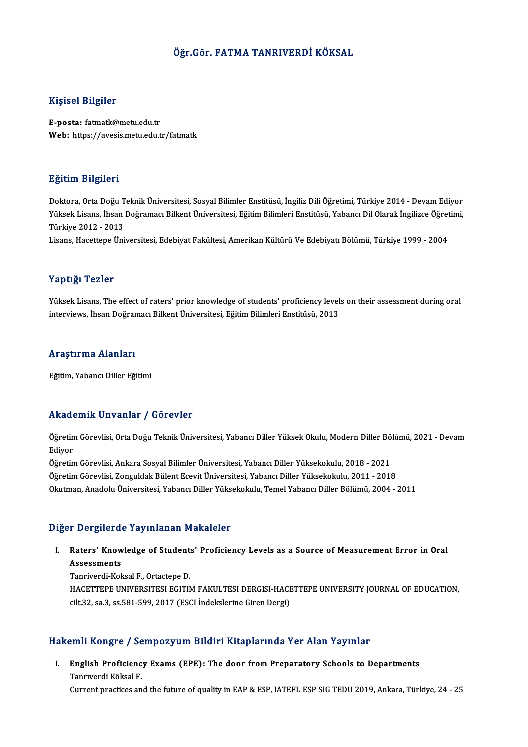# Öğr.Gör. FATMA TANRIVERDİ KÖKSAL

## Kişisel Bilgiler

**E-posta:** fatmatk@metu.edu.tr
**Web:** https://avesis.metu.edu.tr/fatmatk

## Eğitim Bilgileri

Doktora, Orta Doğu Teknik Üniversitesi, Sosyal Bilimler Enstitüsü, İngiliz Dili Öğretimi, Türkiye 2014 - Devam Ediyor
Yüksek Lisans, İhsan Doğramacı Bilkent Üniversitesi, Eğitim Bilimleri Enstitüsü, Yabancı Dil Olarak İngilizce Öğretimi, Türkiye 2012 - 2013
Lisans, Hacettepe Üniversitesi, Edebiyat Fakültesi, Amerikan Kültürü Ve Edebiyatı Bölümü, Türkiye 1999 - 2004

## Yaptığı Tezler

Yüksek Lisans, The effect of raters' prior knowledge of students' proficiency levels on their assessment during oral interviews, İhsan Doğramacı Bilkent Üniversitesi, Eğitim Bilimleri Enstitüsü, 2013

## Araştırma Alanları

Eğitim, Yabancı Diller Eğitimi

## Akademik Unvanlar / Görevler

Öğretim Görevlisi, Orta Doğu Teknik Üniversitesi, Yabancı Diller Yüksek Okulu, Modern Diller Bölümü, 2021 - Devam Ediyor
Öğretim Görevlisi, Ankara Sosyal Bilimler Üniversitesi, Yabancı Diller Yüksekokulu, 2018 - 2021
Öğretim Görevlisi, Zonguldak Bülent Ecevit Üniversitesi, Yabancı Diller Yüksekokulu, 2011 - 2018
Okutman, Anadolu Üniversitesi, Yabancı Diller Yüksekokulu, Temel Yabancı Diller Bölümü, 2004 - 2011

## Diğer Dergilerde Yayınlanan Makaleler

I. **Raters' Knowledge of Students' Proficiency Levels as a Source of Measurement Error in Oral Assessments**
   Tanriverdi-Koksal F., Ortactepe D.
   HACETTEPE UNIVERSITESI EGITIM FAKULTESI DERGISI-HACETTEPE UNIVERSITY JOURNAL OF EDUCATION, cilt.32, sa.3, ss.581-599, 2017 (ESCI İndekslerine Giren Dergi)

## Hakemli Kongre / Sempozyum Bildiri Kitaplarında Yer Alan Yayınlar

I. **English Proficiency Exams (EPE): The door from Preparatory Schools to Departments**
   Tanrıverdi Köksal F.
   Current practices and the future of quality in EAP & ESP, IATEFL ESP SIG TEDU 2019, Ankara, Türkiye, 24 - 25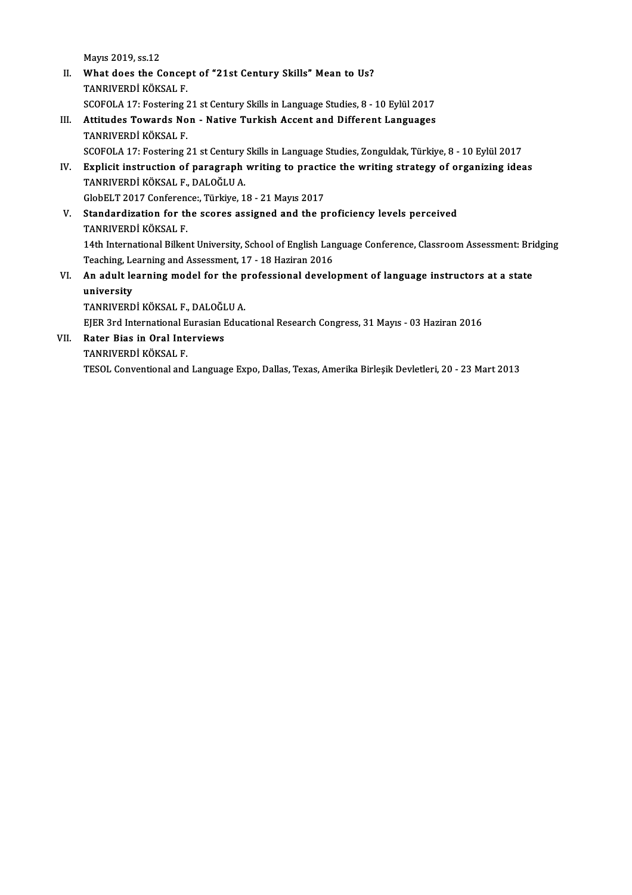Mayıs 2019, ss.12

II. **What does the Concept of "21st Century Skills" Mean to Us?**
TANRIVERDİ KÖKSAL F.
SCOFOLA 17: Fostering 21 st Century Skills in Language Studies, 8 - 10 Eylül 2017

III. **Attitudes Towards Non - Native Turkish Accent and Different Languages**
TANRIVERDİ KÖKSAL F.
SCOFOLA 17: Fostering 21 st Century Skills in Language Studies, Zonguldak, Türkiye, 8 - 10 Eylül 2017

IV. **Explicit instruction of paragraph writing to practice the writing strategy of organizing ideas**
TANRIVERDİ KÖKSAL F., DALOĞLU A.
GlobELT 2017 Conference:, Türkiye, 18 - 21 Mayıs 2017

V. **Standardization for the scores assigned and the proficiency levels perceived**
TANRIVERDİ KÖKSAL F.
14th International Bilkent University, School of English Language Conference, Classroom Assessment: Bridging Teaching, Learning and Assessment, 17 - 18 Haziran 2016

VI. **An adult learning model for the professional development of language instructors at a state university**
TANRIVERDİ KÖKSAL F., DALOĞLU A.
EJER 3rd International Eurasian Educational Research Congress, 31 Mayıs - 03 Haziran 2016

VII. **Rater Bias in Oral Interviews**
TANRIVERDİ KÖKSAL F.
TESOL Conventional and Language Expo, Dallas, Texas, Amerika Birleşik Devletleri, 20 - 23 Mart 2013